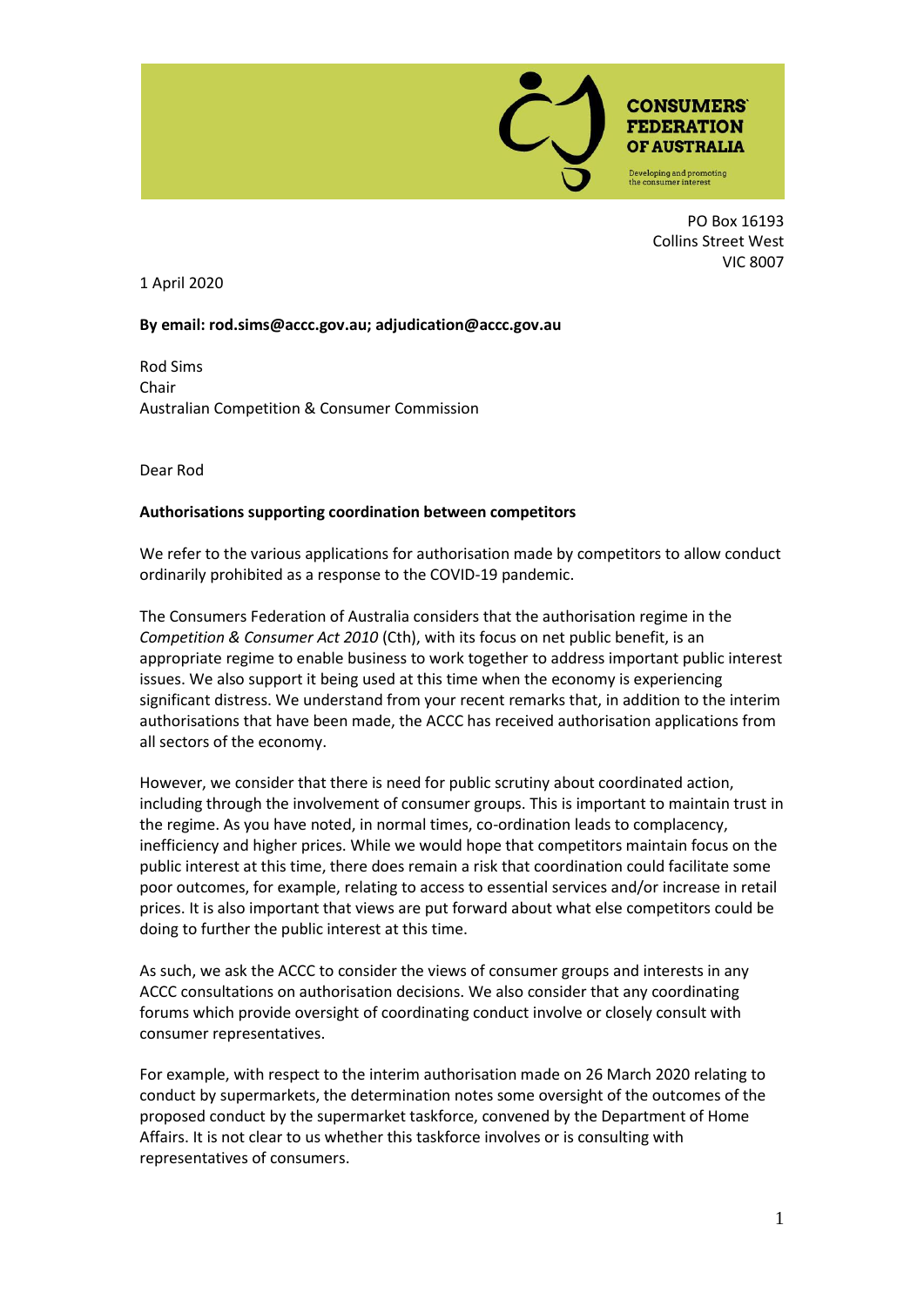CONSUMERS' FEDERATION OF AUSTRALIA

Developing and promoting the consumer interest

PO Box 16193
Collins Street West
VIC 8007

1 April 2020

**By email: rod.sims@accc.gov.au; adjudication@accc.gov.au**

Rod Sims
Chair
Australian Competition & Consumer Commission

Dear Rod

**Authorisations supporting coordination between competitors**

We refer to the various applications for authorisation made by competitors to allow conduct ordinarily prohibited as a response to the COVID-19 pandemic.

The Consumers Federation of Australia considers that the authorisation regime in the *Competition & Consumer Act 2010* (Cth), with its focus on net public benefit, is an appropriate regime to enable business to work together to address important public interest issues. We also support it being used at this time when the economy is experiencing significant distress. We understand from your recent remarks that, in addition to the interim authorisations that have been made, the ACCC has received authorisation applications from all sectors of the economy.

However, we consider that there is need for public scrutiny about coordinated action, including through the involvement of consumer groups. This is important to maintain trust in the regime. As you have noted, in normal times, co-ordination leads to complacency, inefficiency and higher prices. While we would hope that competitors maintain focus on the public interest at this time, there does remain a risk that coordination could facilitate some poor outcomes, for example, relating to access to essential services and/or increase in retail prices. It is also important that views are put forward about what else competitors could be doing to further the public interest at this time.

As such, we ask the ACCC to consider the views of consumer groups and interests in any ACCC consultations on authorisation decisions. We also consider that any coordinating forums which provide oversight of coordinating conduct involve or closely consult with consumer representatives.

For example, with respect to the interim authorisation made on 26 March 2020 relating to conduct by supermarkets, the determination notes some oversight of the outcomes of the proposed conduct by the supermarket taskforce, convened by the Department of Home Affairs. It is not clear to us whether this taskforce involves or is consulting with representatives of consumers.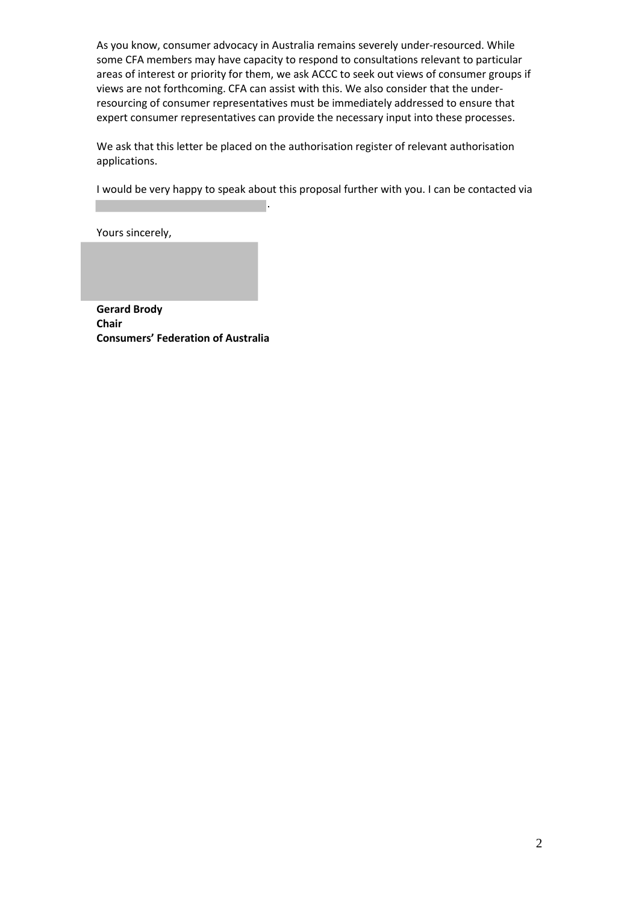As you know, consumer advocacy in Australia remains severely under-resourced. While some CFA members may have capacity to respond to consultations relevant to particular areas of interest or priority for them, we ask ACCC to seek out views of consumer groups if views are not forthcoming. CFA can assist with this. We also consider that the under-resourcing of consumer representatives must be immediately addressed to ensure that expert consumer representatives can provide the necessary input into these processes.

We ask that this letter be placed on the authorisation register of relevant authorisation applications.

I would be very happy to speak about this proposal further with you. I can be contacted via .

Yours sincerely,

**Gerard Brody**
**Chair**
**Consumers' Federation of Australia**